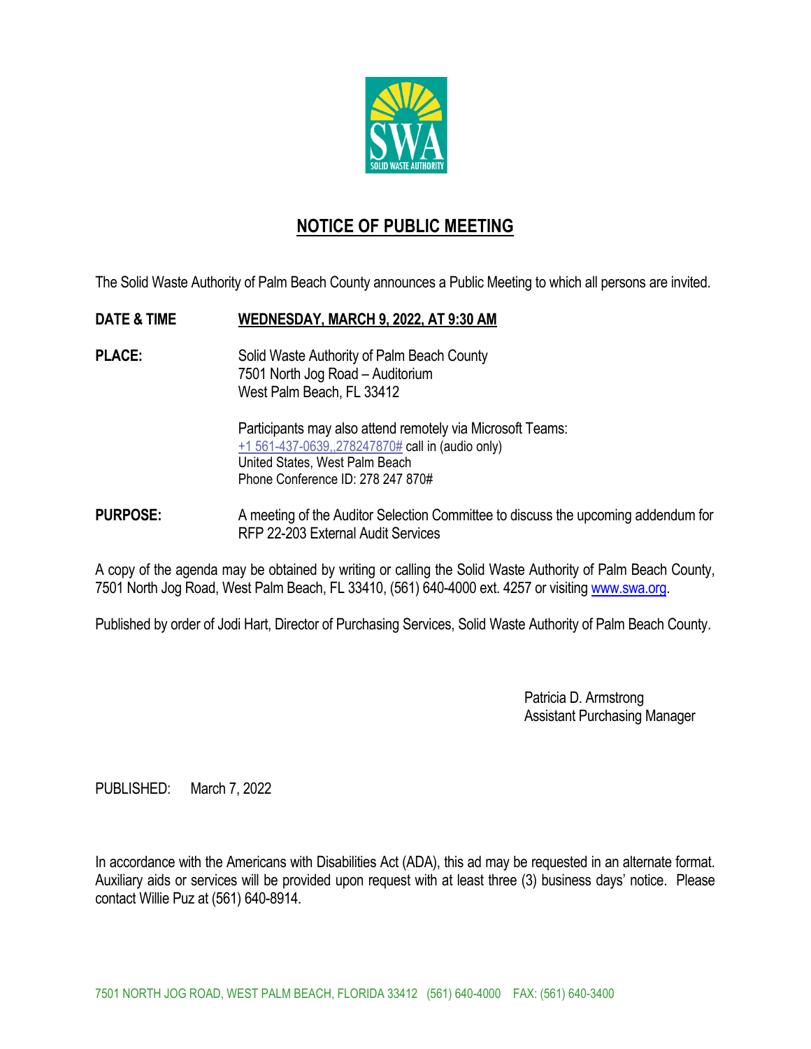# NOTICE OF PUBLIC MEETING

The Solid Waste Authority of Palm Beach County announces a Public Meeting to which all persons are invited.

**DATE & TIME** **WEDNESDAY, MARCH 9, 2022, AT 9:30 AM**

**PLACE:** Solid Waste Authority of Palm Beach County
7501 North Jog Road – Auditorium
West Palm Beach, FL 33412

Participants may also attend remotely via Microsoft Teams:
+1 561-437-0639,,278247870# call in (audio only)
United States, West Palm Beach
Phone Conference ID: 278 247 870#

**PURPOSE:** A meeting of the Auditor Selection Committee to discuss the upcoming addendum for RFP 22-203 External Audit Services

A copy of the agenda may be obtained by writing or calling the Solid Waste Authority of Palm Beach County, 7501 North Jog Road, West Palm Beach, FL 33410, (561) 640-4000 ext. 4257 or visiting www.swa.org.

Published by order of Jodi Hart, Director of Purchasing Services, Solid Waste Authority of Palm Beach County.

Patricia D. Armstrong
Assistant Purchasing Manager

PUBLISHED: March 7, 2022

In accordance with the Americans with Disabilities Act (ADA), this ad may be requested in an alternate format. Auxiliary aids or services will be provided upon request with at least three (3) business days' notice. Please contact Willie Puz at (561) 640-8914.

7501 NORTH JOG ROAD, WEST PALM BEACH, FLORIDA 33412 (561) 640-4000 FAX: (561) 640-3400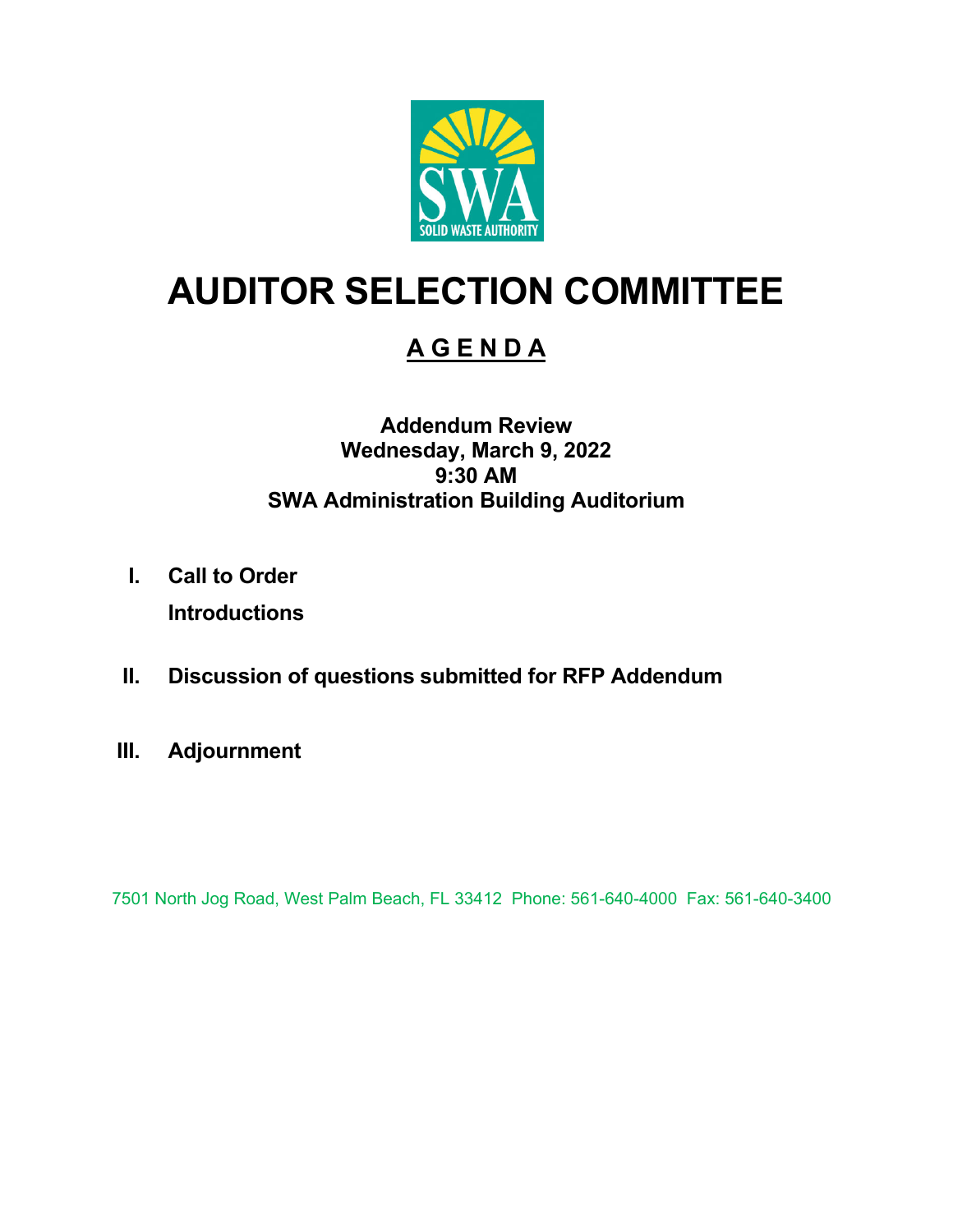SWA
SOLID WASTE AUTHORITY

# AUDITOR SELECTION COMMITTEE

## AGENDA

**Addendum Review**
**Wednesday, March 9, 2022**
**9:30 AM**
**SWA Administration Building Auditorium**

**I. Call to Order**

**Introductions**

**II. Discussion of questions submitted for RFP Addendum**

**III. Adjournment**

7501 North Jog Road, West Palm Beach, FL 33412 Phone: 561-640-4000 Fax: 561-640-3400